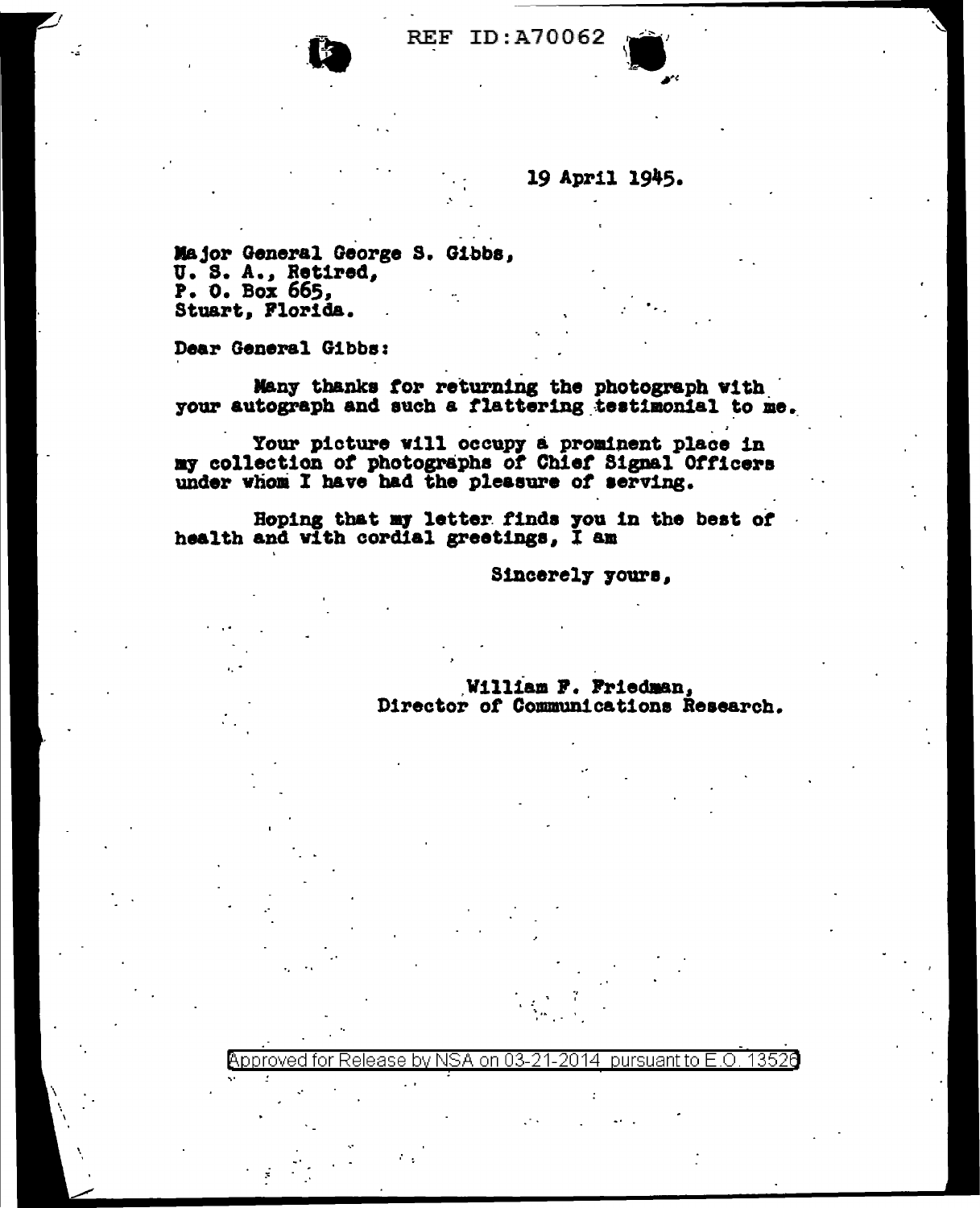REF ID:A70062

19 April 1945.

Major General George S. Gibbs,
U. S. A., Retired,
P. O. Box 665,
Stuart, Florida.

Dear General Gibbs:

Many thanks for returning the photograph with your autograph and such a flattering testimonial to me.

Your picture will occupy a prominent place in my collection of photographs of Chief Signal Officers under whom I have had the pleasure of serving.

Hoping that my letter finds you in the best of health and with cordial greetings, I am

Sincerely yours,

William F. Friedman,
Director of Communications Research.

Approved for Release by NSA on 03-21-2014 pursuant to E.O. 13526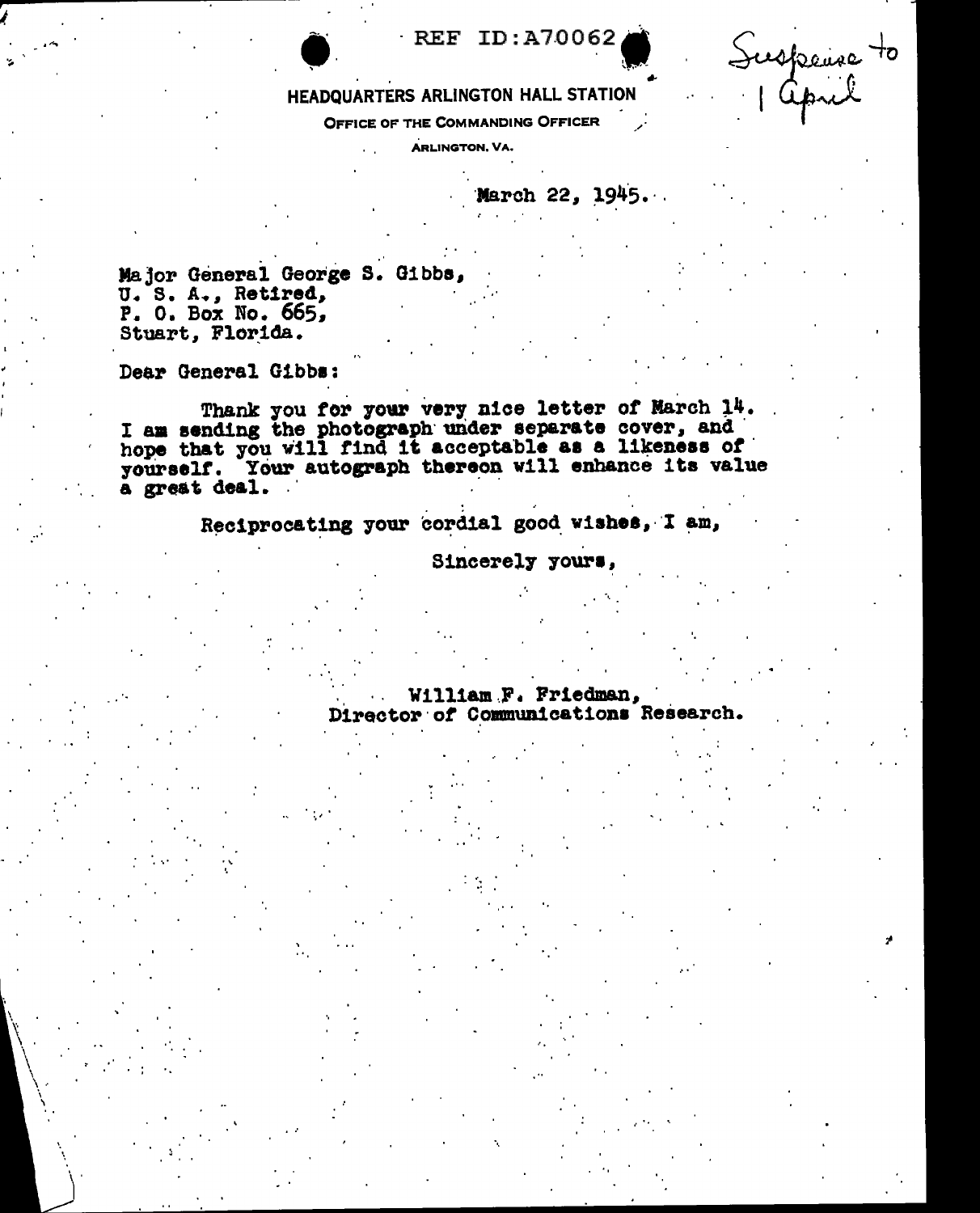REF ID:A70062

Suspense to 1 April

HEADQUARTERS ARLINGTON HALL STATION

OFFICE OF THE COMMANDING OFFICER

ARLINGTON, VA.

March 22, 1945.

Major General George S. Gibbs,
U. S. A., Retired,
P. O. Box No. 665,
Stuart, Florida.

Dear General Gibbs:

Thank you for your very nice letter of March 14. I am sending the photograph under separate cover, and hope that you will find it acceptable as a likeness of yourself. Your autograph thereon will enhance its value a great deal.

Reciprocating your cordial good wishes, I am,

Sincerely yours,

William F. Friedman,
Director of Communications Research.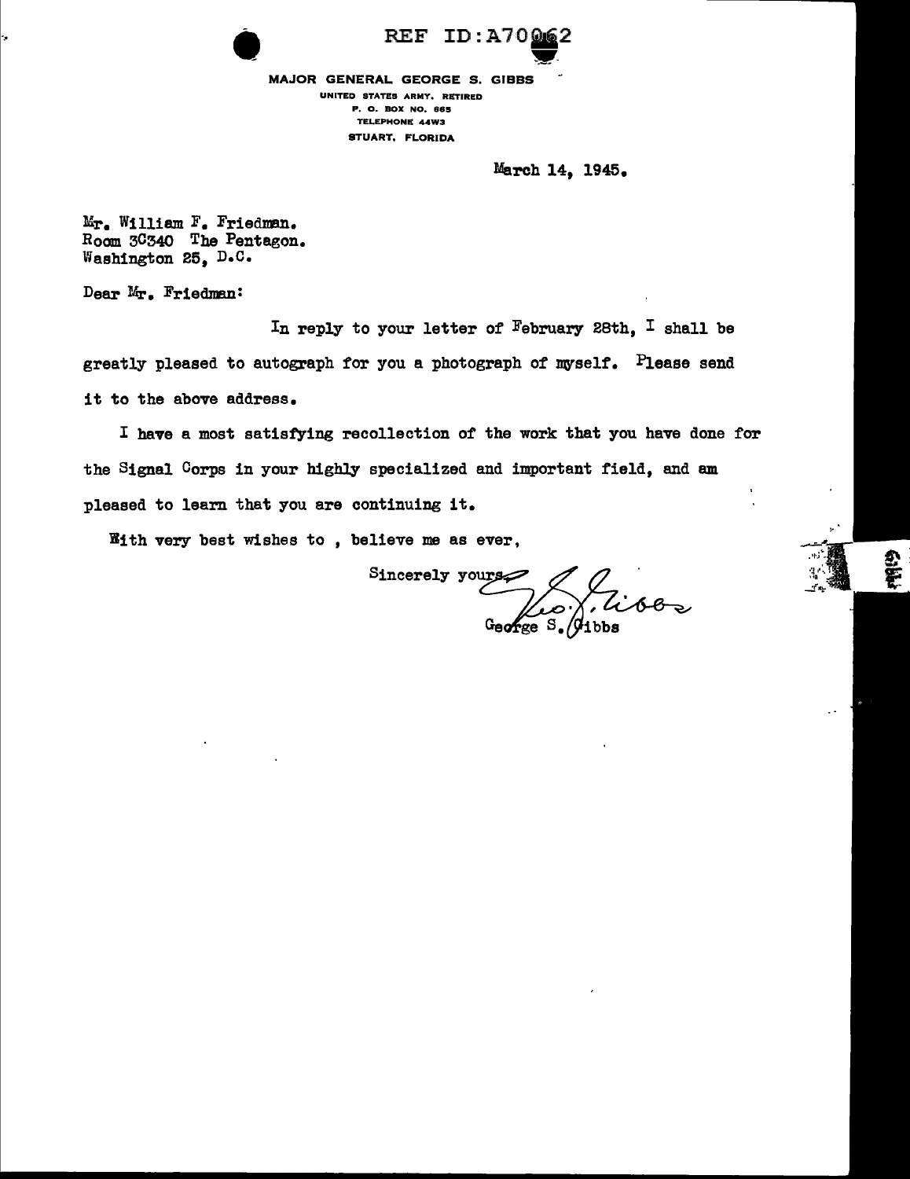REF ID:A70062

MAJOR GENERAL GEORGE S. GIBBS
UNITED STATES ARMY, RETIRED
P. O. BOX NO. 665
TELEPHONE 44W3
STUART, FLORIDA

March 14, 1945.

Mr. William F. Friedman.
Room 3C340 The Pentagon.
Washington 25, D.C.

Dear Mr. Friedman:

In reply to your letter of February 28th, I shall be greatly pleased to autograph for you a photograph of myself. Please send it to the above address.

I have a most satisfying recollection of the work that you have done for the Signal Corps in your highly specialized and important field, and am pleased to learn that you are continuing it.

With very best wishes to , believe me as ever,

Sincerely yours,

Geo. S. Gibbs

George S. Gibbs

Gibbs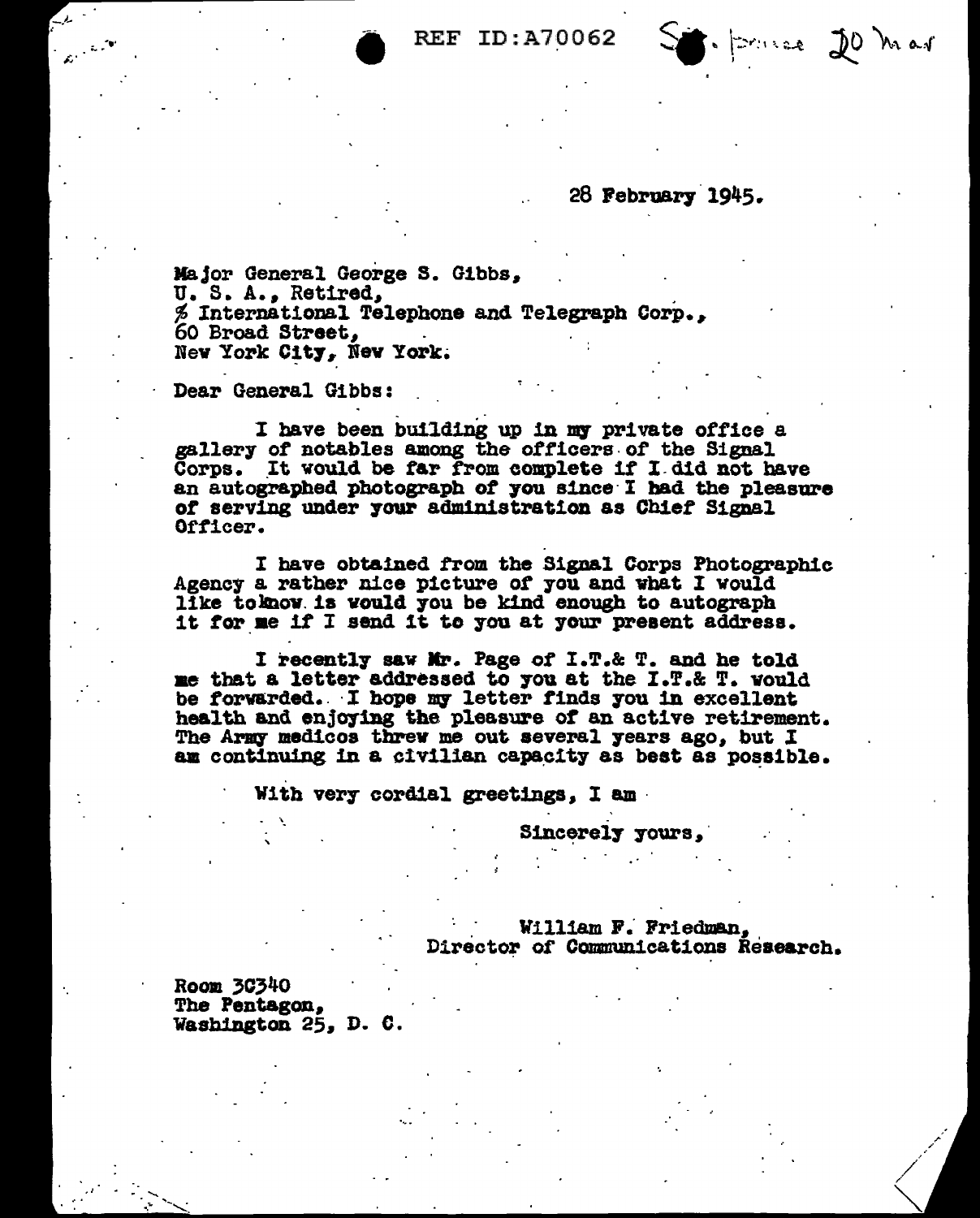REF ID:A70062 Sig. Prince 20 Mar

28 February 1945.

Major General George S. Gibbs,
U. S. A., Retired,
% International Telephone and Telegraph Corp.,
60 Broad Street,
New York City, New York.

Dear General Gibbs:

I have been building up in my private office a gallery of notables among the officers of the Signal Corps. It would be far from complete if I did not have an autographed photograph of you since I had the pleasure of serving under your administration as Chief Signal Officer.

I have obtained from the Signal Corps Photographic Agency a rather nice picture of you and what I would like to know is would you be kind enough to autograph it for me if I send it to you at your present address.

I recently saw Mr. Page of I.T.& T. and he told me that a letter addressed to you at the I.T.& T. would be forwarded. I hope my letter finds you in excellent health and enjoying the pleasure of an active retirement. The Army medicos threw me out several years ago, but I am continuing in a civilian capacity as best as possible.

With very cordial greetings, I am

Sincerely yours,

William F. Friedman,
Director of Communications Research.

Room 3C340
The Pentagon,
Washington 25, D. C.